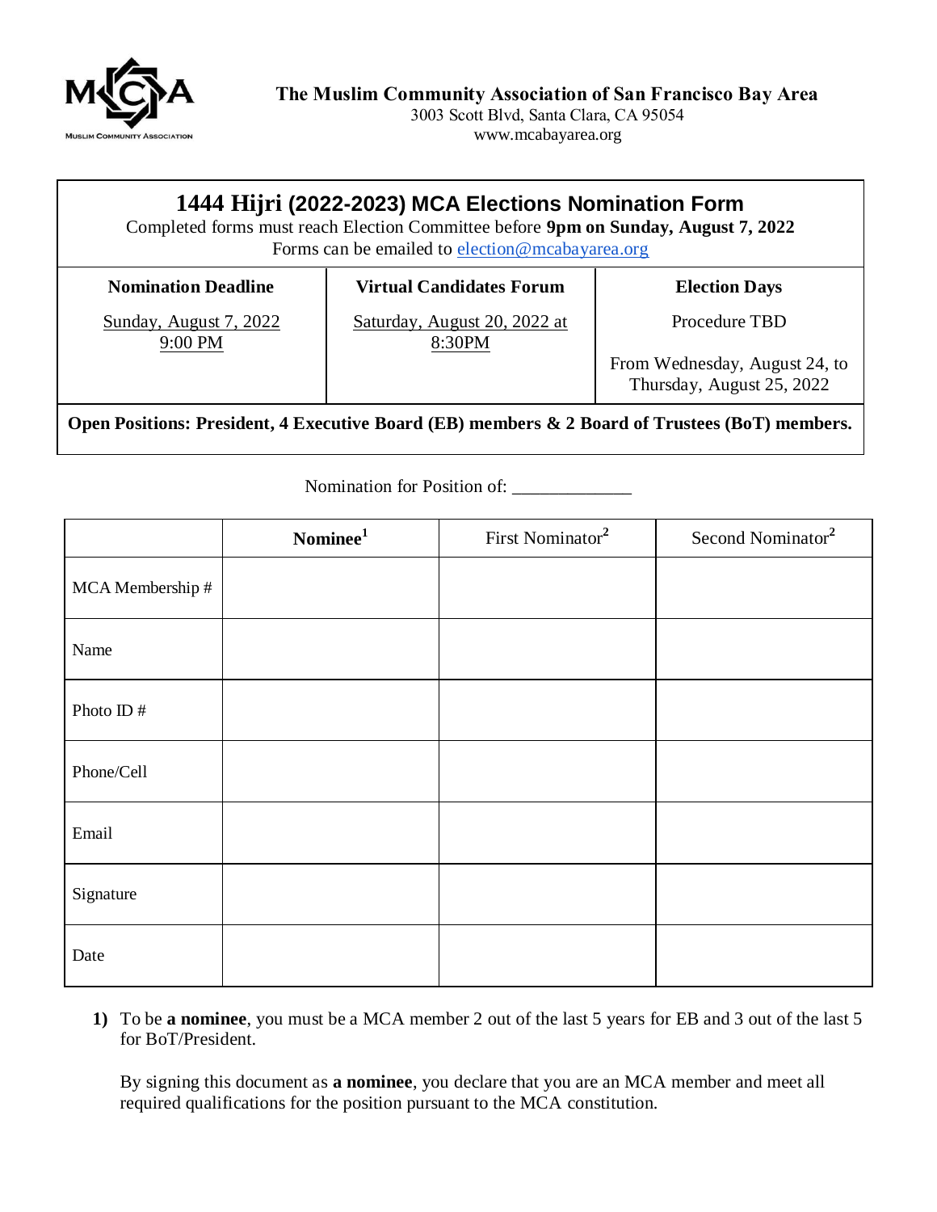**The Muslim Community Association of San Francisco Bay Area**
3003 Scott Blvd, Santa Clara, CA 95054
www.mcabayarea.org

# 1444 Hijri (2022-2023) MCA Elections Nomination Form

Completed forms must reach Election Committee before **9pm on Sunday, August 7, 2022**
Forms can be emailed to election@mcabayarea.org

| Nomination Deadline | Virtual Candidates Forum | Election Days |
|---|---|---|
| Sunday, August 7, 2022 9:00 PM | Saturday, August 20, 2022 at 8:30PM | Procedure TBD<br><br>From Wednesday, August 24, to Thursday, August 25, 2022 |

**Open Positions: President, 4 Executive Board (EB) members & 2 Board of Trustees (BoT) members.**

Nomination for Position of: _____________

| | **Nominee**[1] | First Nominator[2] | Second Nominator[2] |
|---|---|---|---|
| MCA Membership # | | | |
| Name | | | |
| Photo ID # | | | |
| Phone/Cell | | | |
| Email | | | |
| Signature | | | |
| Date | | | |

1) To be **a nominee**, you must be a MCA member 2 out of the last 5 years for EB and 3 out of the last 5 for BoT/President.

   By signing this document as **a nominee**, you declare that you are an MCA member and meet all required qualifications for the position pursuant to the MCA constitution.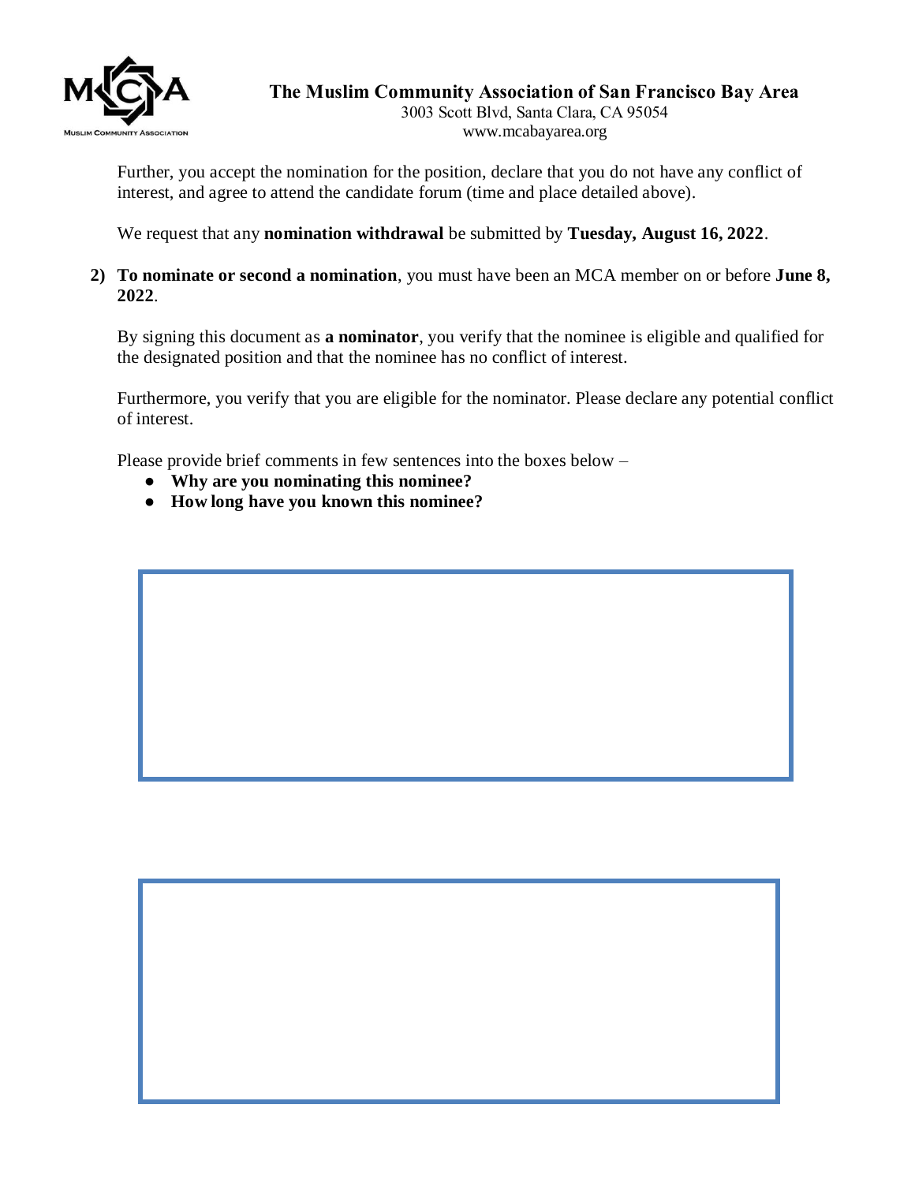**The Muslim Community Association of San Francisco Bay Area**
3003 Scott Blvd, Santa Clara, CA 95054
www.mcabayarea.org

Further, you accept the nomination for the position, declare that you do not have any conflict of interest, and agree to attend the candidate forum (time and place detailed above).

We request that any **nomination withdrawal** be submitted by **Tuesday, August 16, 2022**.

**2) To nominate or second a nomination**, you must have been an MCA member on or before **June 8, 2022**.

By signing this document as **a nominator**, you verify that the nominee is eligible and qualified for the designated position and that the nominee has no conflict of interest.

Furthermore, you verify that you are eligible for the nominator. Please declare any potential conflict of interest.

Please provide brief comments in few sentences into the boxes below –

- **Why are you nominating this nominee?**
- **How long have you known this nominee?**